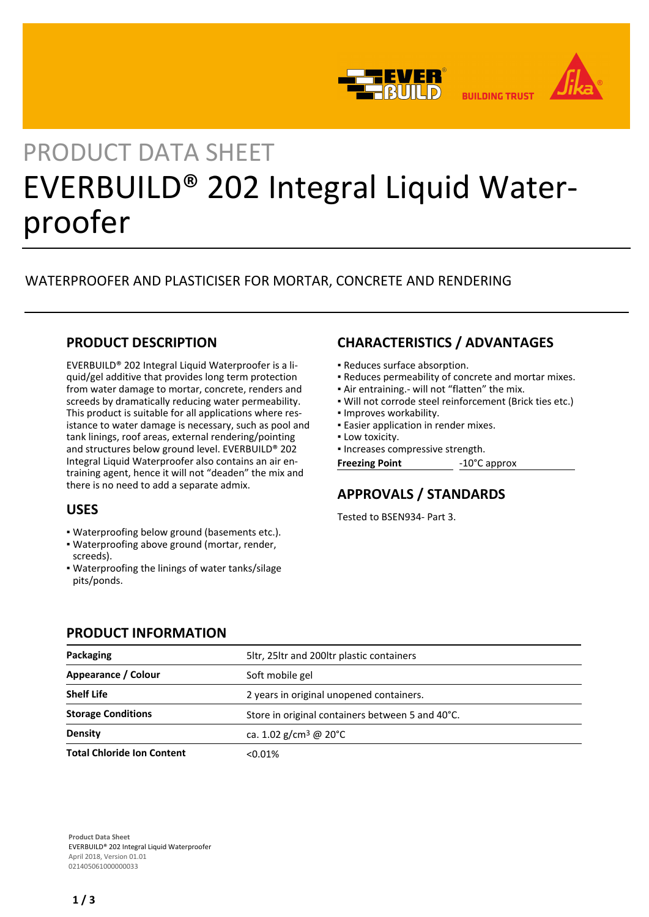PRODUCT DATA SHEET

# EVERBUILD® 202 Integral Liquid Waterproofer

WATERPROOFER AND PLASTICISER FOR MORTAR, CONCRETE AND RENDERING

## PRODUCT DESCRIPTION

EVERBUILD® 202 Integral Liquid Waterproofer is a liquid/gel additive that provides long term protection from water damage to mortar, concrete, renders and screeds by dramatically reducing water permeability. This product is suitable for all applications where resistance to water damage is necessary, such as pool and tank linings, roof areas, external rendering/pointing and structures below ground level. EVERBUILD® 202 Integral Liquid Waterproofer also contains an air entraining agent, hence it will not "deaden" the mix and there is no need to add a separate admix.

## USES

- Waterproofing below ground (basements etc.).
- Waterproofing above ground (mortar, render, screeds).
- Waterproofing the linings of water tanks/silage pits/ponds.

## CHARACTERISTICS / ADVANTAGES

- Reduces surface absorption.
- Reduces permeability of concrete and mortar mixes.
- Air entraining.- will not "flatten" the mix.
- Will not corrode steel reinforcement (Brick ties etc.)
- Improves workability.
- Easier application in render mixes.
- Low toxicity.
- Increases compressive strength.

| | |
|---|---|
| **Freezing Point** | -10°C approx |

## APPROVALS / STANDARDS

Tested to BSEN934- Part 3.

## PRODUCT INFORMATION

| | |
|---|---|
| **Packaging** | 5ltr, 25ltr and 200ltr plastic containers |
| **Appearance / Colour** | Soft mobile gel |
| **Shelf Life** | 2 years in original unopened containers. |
| **Storage Conditions** | Store in original containers between 5 and 40°C. |
| **Density** | ca. 1.02 g/cm³ @ 20°C |
| **Total Chloride Ion Content** | <0.01% |

**Product Data Sheet**
EVERBUILD® 202 Integral Liquid Waterproofer
April 2018, Version 01.01
021405061000000033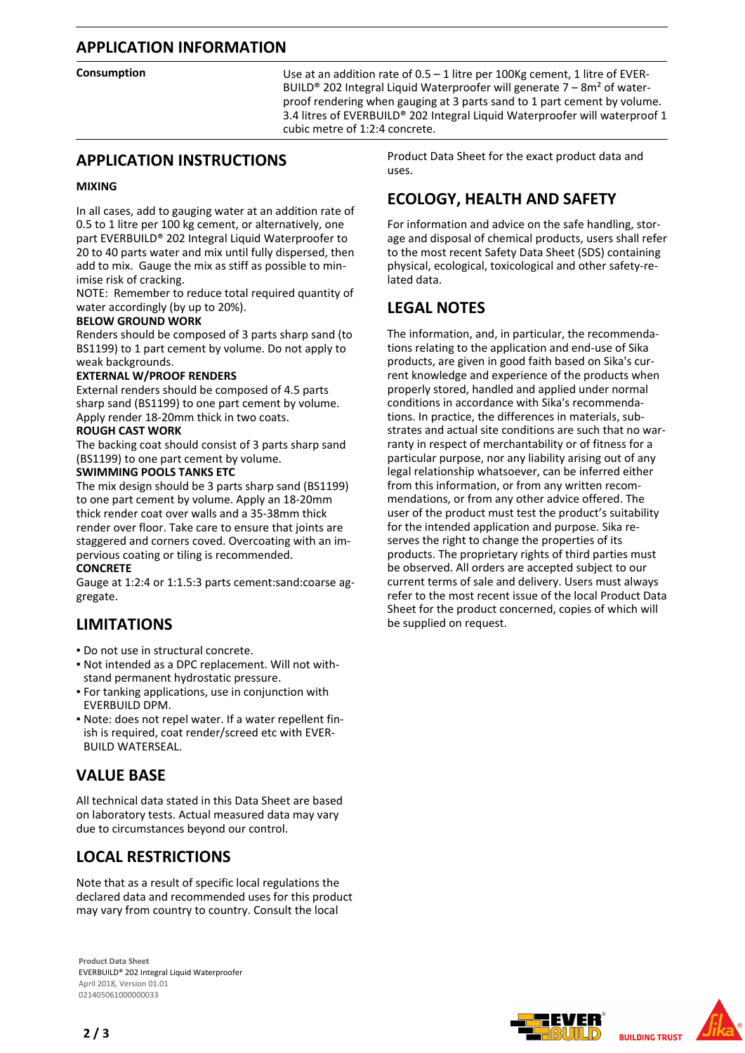## APPLICATION INFORMATION

| | |
|---|---|
| **Consumption** | Use at an addition rate of 0.5 – 1 litre per 100Kg cement, 1 litre of EVERBUILD® 202 Integral Liquid Waterproofer will generate 7 – 8m² of waterproof rendering when gauging at 3 parts sand to 1 part cement by volume. 3.4 litres of EVERBUILD® 202 Integral Liquid Waterproofer will waterproof 1 cubic metre of 1:2:4 concrete. |

## APPLICATION INSTRUCTIONS

### MIXING

In all cases, add to gauging water at an addition rate of 0.5 to 1 litre per 100 kg cement, or alternatively, one part EVERBUILD® 202 Integral Liquid Waterproofer to 20 to 40 parts water and mix until fully dispersed, then add to mix. Gauge the mix as stiff as possible to minimise risk of cracking.
NOTE: Remember to reduce total required quantity of water accordingly (by up to 20%).

**BELOW GROUND WORK**

Renders should be composed of 3 parts sharp sand (to BS1199) to 1 part cement by volume. Do not apply to weak backgrounds.

**EXTERNAL W/PROOF RENDERS**

External renders should be composed of 4.5 parts sharp sand (BS1199) to one part cement by volume. Apply render 18-20mm thick in two coats.

**ROUGH CAST WORK**

The backing coat should consist of 3 parts sharp sand (BS1199) to one part cement by volume.

**SWIMMING POOLS TANKS ETC**

The mix design should be 3 parts sharp sand (BS1199) to one part cement by volume. Apply an 18-20mm thick render coat over walls and a 35-38mm thick render over floor. Take care to ensure that joints are staggered and corners coved. Overcoating with an impervious coating or tiling is recommended.

**CONCRETE**

Gauge at 1:2:4 or 1:1.5:3 parts cement:sand:coarse aggregate.

## LIMITATIONS

- Do not use in structural concrete.
- Not intended as a DPC replacement. Will not withstand permanent hydrostatic pressure.
- For tanking applications, use in conjunction with EVERBUILD DPM.
- Note: does not repel water. If a water repellent finish is required, coat render/screed etc with EVERBUILD WATERSEAL.

## VALUE BASE

All technical data stated in this Data Sheet are based on laboratory tests. Actual measured data may vary due to circumstances beyond our control.

## LOCAL RESTRICTIONS

Note that as a result of specific local regulations the declared data and recommended uses for this product may vary from country to country. Consult the local Product Data Sheet for the exact product data and uses.

## ECOLOGY, HEALTH AND SAFETY

For information and advice on the safe handling, storage and disposal of chemical products, users shall refer to the most recent Safety Data Sheet (SDS) containing physical, ecological, toxicological and other safety-related data.

## LEGAL NOTES

The information, and, in particular, the recommendations relating to the application and end-use of Sika products, are given in good faith based on Sika's current knowledge and experience of the products when properly stored, handled and applied under normal conditions in accordance with Sika's recommendations. In practice, the differences in materials, substrates and actual site conditions are such that no warranty in respect of merchantability or of fitness for a particular purpose, nor any liability arising out of any legal relationship whatsoever, can be inferred either from this information, or from any written recommendations, or from any other advice offered. The user of the product must test the product's suitability for the intended application and purpose. Sika reserves the right to change the properties of its products. The proprietary rights of third parties must be observed. All orders are accepted subject to our current terms of sale and delivery. Users must always refer to the most recent issue of the local Product Data Sheet for the product concerned, copies of which will be supplied on request.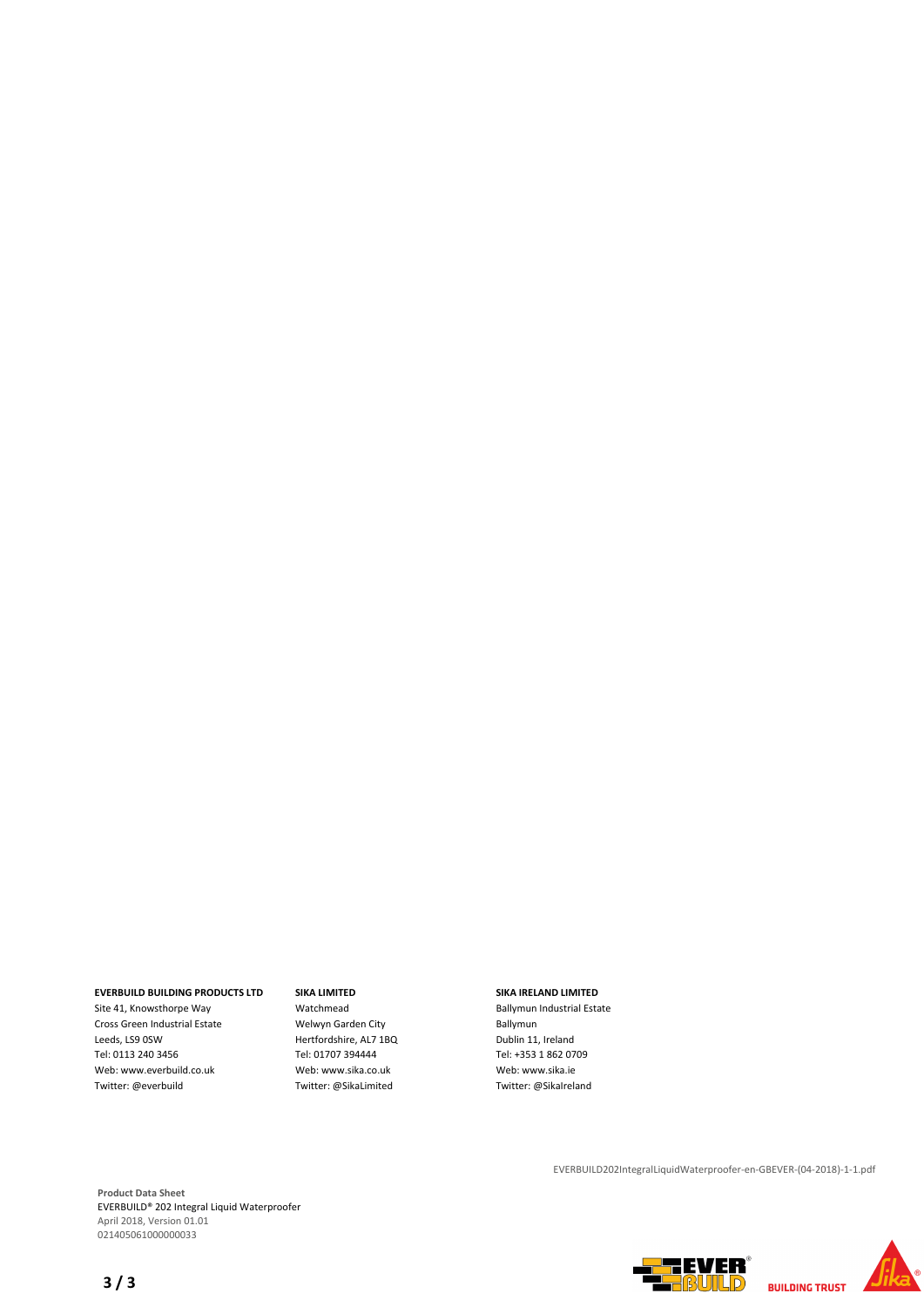**EVERBUILD BUILDING PRODUCTS LTD**
Site 41, Knowsthorpe Way
Cross Green Industrial Estate
Leeds, LS9 0SW
Tel: 0113 240 3456
Web: www.everbuild.co.uk
Twitter: @everbuild

**SIKA LIMITED**
Watchmead
Welwyn Garden City
Hertfordshire, AL7 1BQ
Tel: 01707 394444
Web: www.sika.co.uk
Twitter: @SikaLimited

**SIKA IRELAND LIMITED**
Ballymun Industrial Estate
Ballymun
Dublin 11, Ireland
Tel: +353 1 862 0709
Web: www.sika.ie
Twitter: @SikaIreland

EVERBUILD202IntegralLiquidWaterproofer-en-GBEVER-(04-2018)-1-1.pdf

**Product Data Sheet**
EVERBUILD® 202 Integral Liquid Waterproofer
April 2018, Version 01.01
021405061000000033